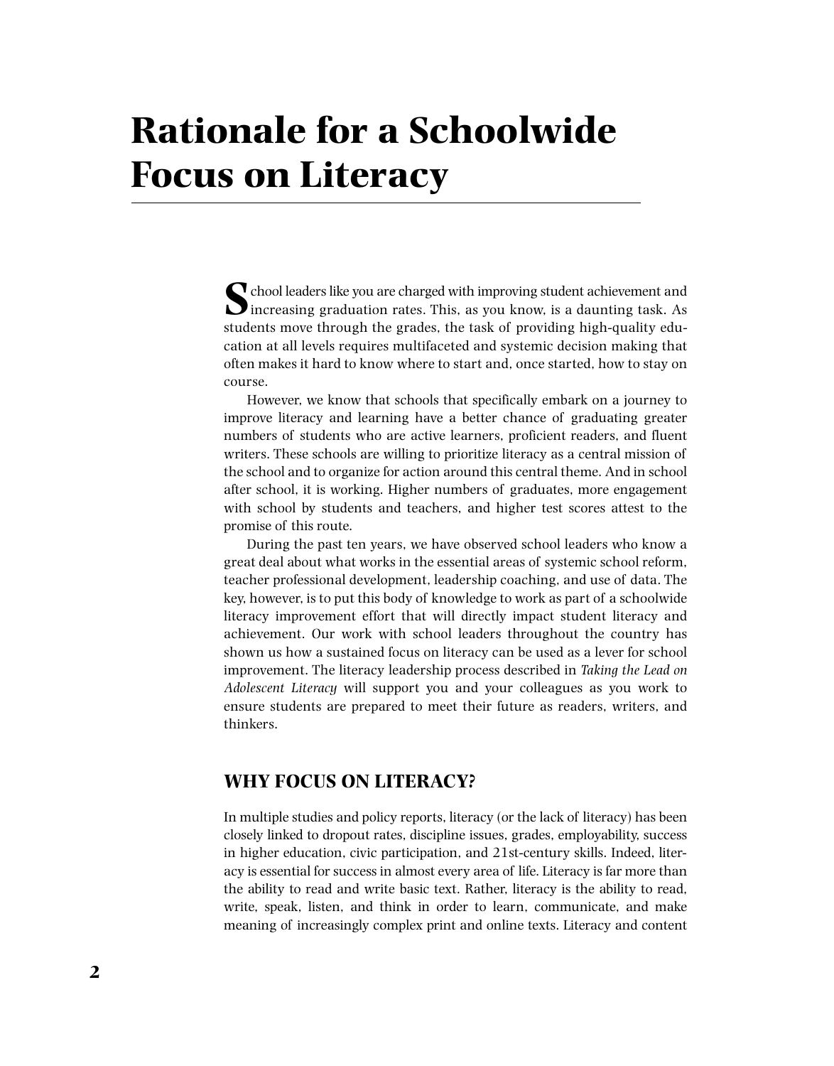# Rationale for a Schoolwide Focus on Literacy

School leaders like you are charged with improving student achievement and increasing graduation rates. This, as you know, is a daunting task. As students move through the grades, the task of providing high-quality education at all levels requires multifaceted and systemic decision making that often makes it hard to know where to start and, once started, how to stay on course.

However, we know that schools that specifically embark on a journey to improve literacy and learning have a better chance of graduating greater numbers of students who are active learners, proficient readers, and fluent writers. These schools are willing to prioritize literacy as a central mission of the school and to organize for action around this central theme. And in school after school, it is working. Higher numbers of graduates, more engagement with school by students and teachers, and higher test scores attest to the promise of this route.

During the past ten years, we have observed school leaders who know a great deal about what works in the essential areas of systemic school reform, teacher professional development, leadership coaching, and use of data. The key, however, is to put this body of knowledge to work as part of a schoolwide literacy improvement effort that will directly impact student literacy and achievement. Our work with school leaders throughout the country has shown us how a sustained focus on literacy can be used as a lever for school improvement. The literacy leadership process described in *Taking the Lead on Adolescent Literacy* will support you and your colleagues as you work to ensure students are prepared to meet their future as readers, writers, and thinkers.

## WHY FOCUS ON LITERACY?

In multiple studies and policy reports, literacy (or the lack of literacy) has been closely linked to dropout rates, discipline issues, grades, employability, success in higher education, civic participation, and 21st-century skills. Indeed, literacy is essential for success in almost every area of life. Literacy is far more than the ability to read and write basic text. Rather, literacy is the ability to read, write, speak, listen, and think in order to learn, communicate, and make meaning of increasingly complex print and online texts. Literacy and content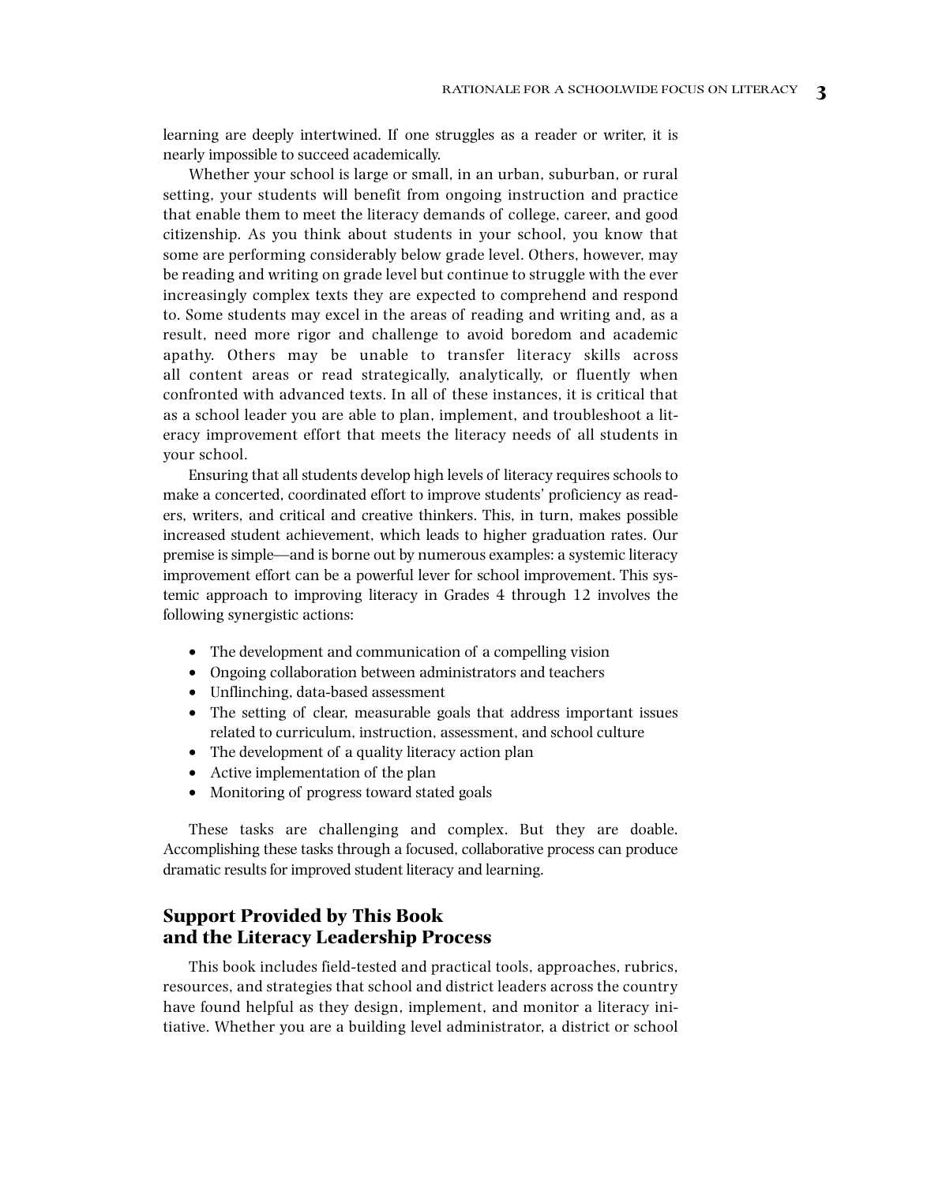learning are deeply intertwined. If one struggles as a reader or writer, it is nearly impossible to succeed academically.

Whether your school is large or small, in an urban, suburban, or rural setting, your students will benefit from ongoing instruction and practice that enable them to meet the literacy demands of college, career, and good citizenship. As you think about students in your school, you know that some are performing considerably below grade level. Others, however, may be reading and writing on grade level but continue to struggle with the ever increasingly complex texts they are expected to comprehend and respond to. Some students may excel in the areas of reading and writing and, as a result, need more rigor and challenge to avoid boredom and academic apathy. Others may be unable to transfer literacy skills across all content areas or read strategically, analytically, or fluently when confronted with advanced texts. In all of these instances, it is critical that as a school leader you are able to plan, implement, and troubleshoot a literacy improvement effort that meets the literacy needs of all students in your school.

Ensuring that all students develop high levels of literacy requires schools to make a concerted, coordinated effort to improve students' proficiency as readers, writers, and critical and creative thinkers. This, in turn, makes possible increased student achievement, which leads to higher graduation rates. Our premise is simple—and is borne out by numerous examples: a systemic literacy improvement effort can be a powerful lever for school improvement. This systemic approach to improving literacy in Grades 4 through 12 involves the following synergistic actions:

- The development and communication of a compelling vision
- Ongoing collaboration between administrators and teachers
- Unflinching, data-based assessment
- The setting of clear, measurable goals that address important issues related to curriculum, instruction, assessment, and school culture
- The development of a quality literacy action plan
- Active implementation of the plan
- Monitoring of progress toward stated goals

These tasks are challenging and complex. But they are doable. Accomplishing these tasks through a focused, collaborative process can produce dramatic results for improved student literacy and learning.

## Support Provided by This Book and the Literacy Leadership Process

This book includes field-tested and practical tools, approaches, rubrics, resources, and strategies that school and district leaders across the country have found helpful as they design, implement, and monitor a literacy initiative. Whether you are a building level administrator, a district or school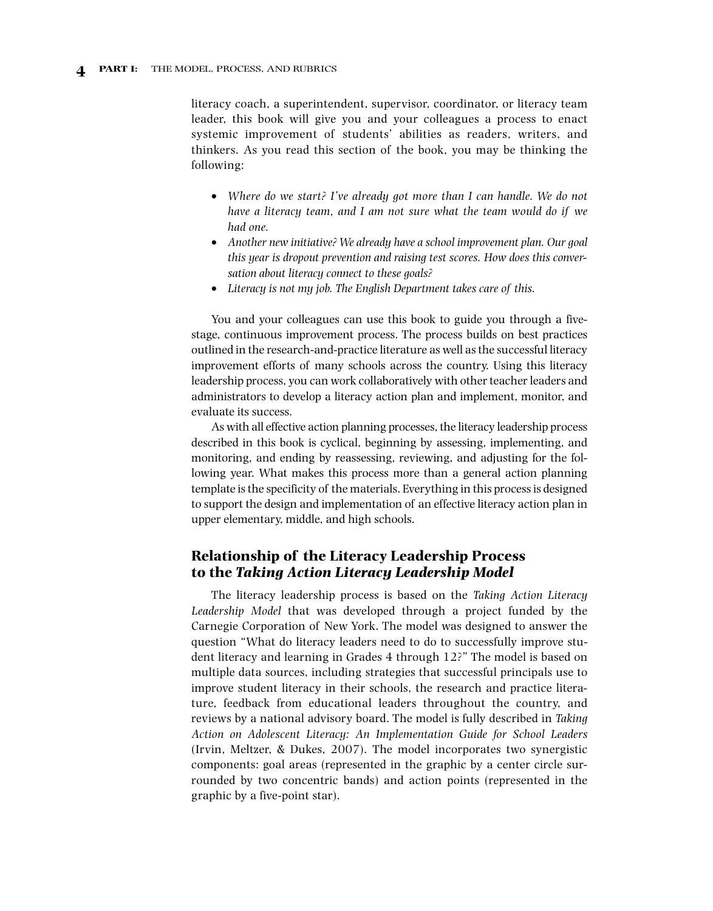literacy coach, a superintendent, supervisor, coordinator, or literacy team leader, this book will give you and your colleagues a process to enact systemic improvement of students' abilities as readers, writers, and thinkers. As you read this section of the book, you may be thinking the following:

- *Where do we start? I've already got more than I can handle. We do not have a literacy team, and I am not sure what the team would do if we had one.*
- *Another new initiative? We already have a school improvement plan. Our goal this year is dropout prevention and raising test scores. How does this conversation about literacy connect to these goals?*
- *Literacy is not my job. The English Department takes care of this.*

You and your colleagues can use this book to guide you through a five-stage, continuous improvement process. The process builds on best practices outlined in the research-and-practice literature as well as the successful literacy improvement efforts of many schools across the country. Using this literacy leadership process, you can work collaboratively with other teacher leaders and administrators to develop a literacy action plan and implement, monitor, and evaluate its success.

As with all effective action planning processes, the literacy leadership process described in this book is cyclical, beginning by assessing, implementing, and monitoring, and ending by reassessing, reviewing, and adjusting for the following year. What makes this process more than a general action planning template is the specificity of the materials. Everything in this process is designed to support the design and implementation of an effective literacy action plan in upper elementary, middle, and high schools.

## Relationship of the Literacy Leadership Process to the *Taking Action Literacy Leadership Model*

The literacy leadership process is based on the *Taking Action Literacy Leadership Model* that was developed through a project funded by the Carnegie Corporation of New York. The model was designed to answer the question "What do literacy leaders need to do to successfully improve student literacy and learning in Grades 4 through 12?" The model is based on multiple data sources, including strategies that successful principals use to improve student literacy in their schools, the research and practice literature, feedback from educational leaders throughout the country, and reviews by a national advisory board. The model is fully described in *Taking Action on Adolescent Literacy: An Implementation Guide for School Leaders* (Irvin, Meltzer, & Dukes, 2007). The model incorporates two synergistic components: goal areas (represented in the graphic by a center circle surrounded by two concentric bands) and action points (represented in the graphic by a five-point star).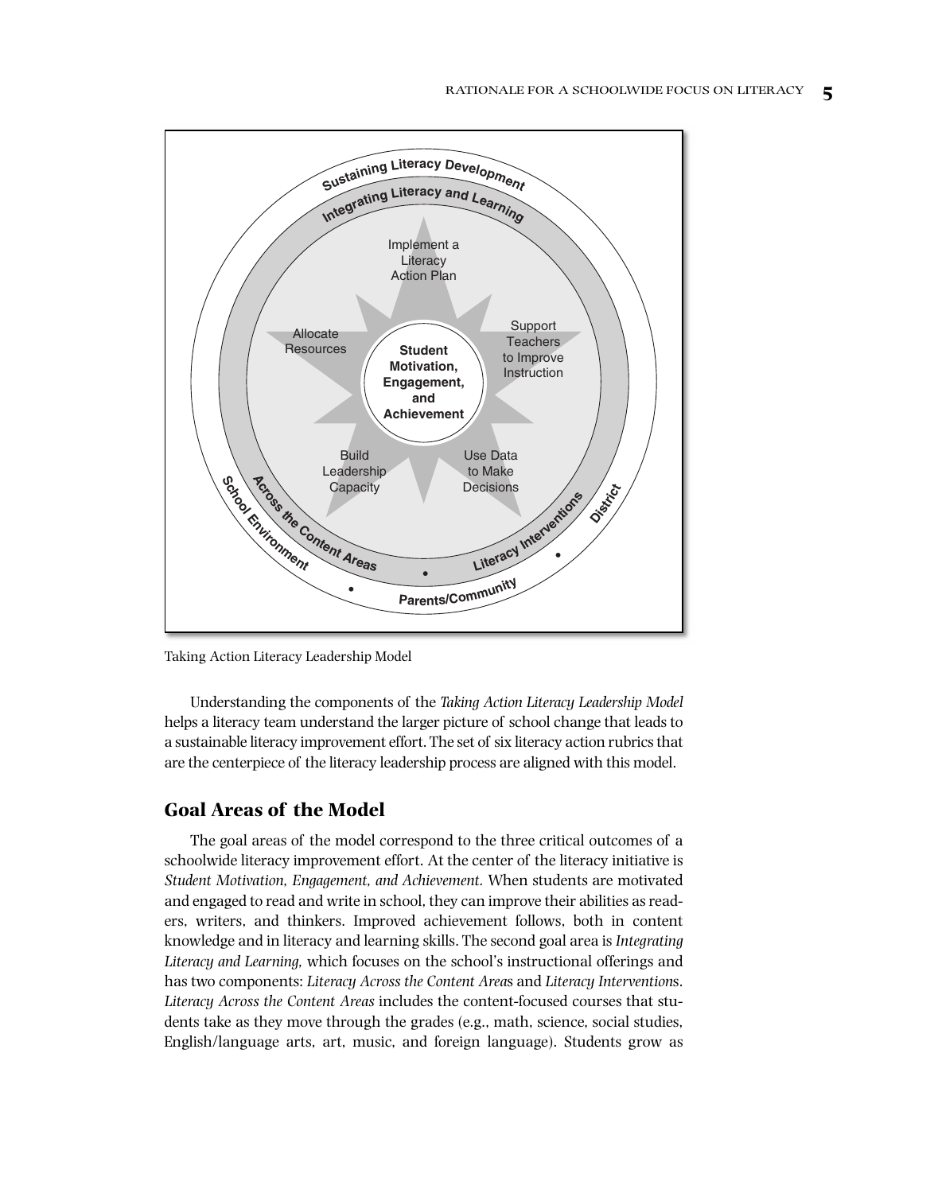Taking Action Literacy Leadership Model

Understanding the components of the *Taking Action Literacy Leadership Model* helps a literacy team understand the larger picture of school change that leads to a sustainable literacy improvement effort. The set of six literacy action rubrics that are the centerpiece of the literacy leadership process are aligned with this model.

## Goal Areas of the Model

The goal areas of the model correspond to the three critical outcomes of a schoolwide literacy improvement effort. At the center of the literacy initiative is *Student Motivation, Engagement, and Achievement.* When students are motivated and engaged to read and write in school, they can improve their abilities as readers, writers, and thinkers. Improved achievement follows, both in content knowledge and in literacy and learning skills. The second goal area is *Integrating Literacy and Learning,* which focuses on the school's instructional offerings and has two components: *Literacy Across the Content Area*s and *Literacy Intervention*s. *Literacy Across the Content Areas* includes the content-focused courses that students take as they move through the grades (e.g., math, science, social studies, English/language arts, art, music, and foreign language). Students grow as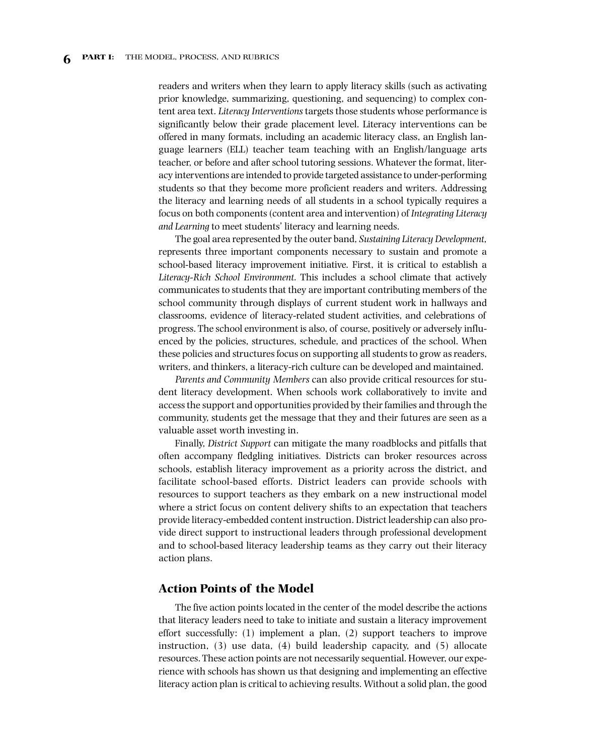readers and writers when they learn to apply literacy skills (such as activating prior knowledge, summarizing, questioning, and sequencing) to complex content area text. *Literacy Interventions* targets those students whose performance is significantly below their grade placement level. Literacy interventions can be offered in many formats, including an academic literacy class, an English language learners (ELL) teacher team teaching with an English/language arts teacher, or before and after school tutoring sessions. Whatever the format, literacy interventions are intended to provide targeted assistance to under-performing students so that they become more proficient readers and writers. Addressing the literacy and learning needs of all students in a school typically requires a focus on both components (content area and intervention) of *Integrating Literacy and Learning* to meet students' literacy and learning needs.

The goal area represented by the outer band, *Sustaining Literacy Development,* represents three important components necessary to sustain and promote a school-based literacy improvement initiative. First, it is critical to establish a *Literacy-Rich School Environment.* This includes a school climate that actively communicates to students that they are important contributing members of the school community through displays of current student work in hallways and classrooms, evidence of literacy-related student activities, and celebrations of progress. The school environment is also, of course, positively or adversely influenced by the policies, structures, schedule, and practices of the school. When these policies and structures focus on supporting all students to grow as readers, writers, and thinkers, a literacy-rich culture can be developed and maintained.

*Parents and Community Members* can also provide critical resources for student literacy development. When schools work collaboratively to invite and access the support and opportunities provided by their families and through the community, students get the message that they and their futures are seen as a valuable asset worth investing in.

Finally, *District Support* can mitigate the many roadblocks and pitfalls that often accompany fledgling initiatives. Districts can broker resources across schools, establish literacy improvement as a priority across the district, and facilitate school-based efforts. District leaders can provide schools with resources to support teachers as they embark on a new instructional model where a strict focus on content delivery shifts to an expectation that teachers provide literacy-embedded content instruction. District leadership can also provide direct support to instructional leaders through professional development and to school-based literacy leadership teams as they carry out their literacy action plans.

## Action Points of the Model

The five action points located in the center of the model describe the actions that literacy leaders need to take to initiate and sustain a literacy improvement effort successfully: (1) implement a plan, (2) support teachers to improve instruction, (3) use data, (4) build leadership capacity, and (5) allocate resources. These action points are not necessarily sequential. However, our experience with schools has shown us that designing and implementing an effective literacy action plan is critical to achieving results. Without a solid plan, the good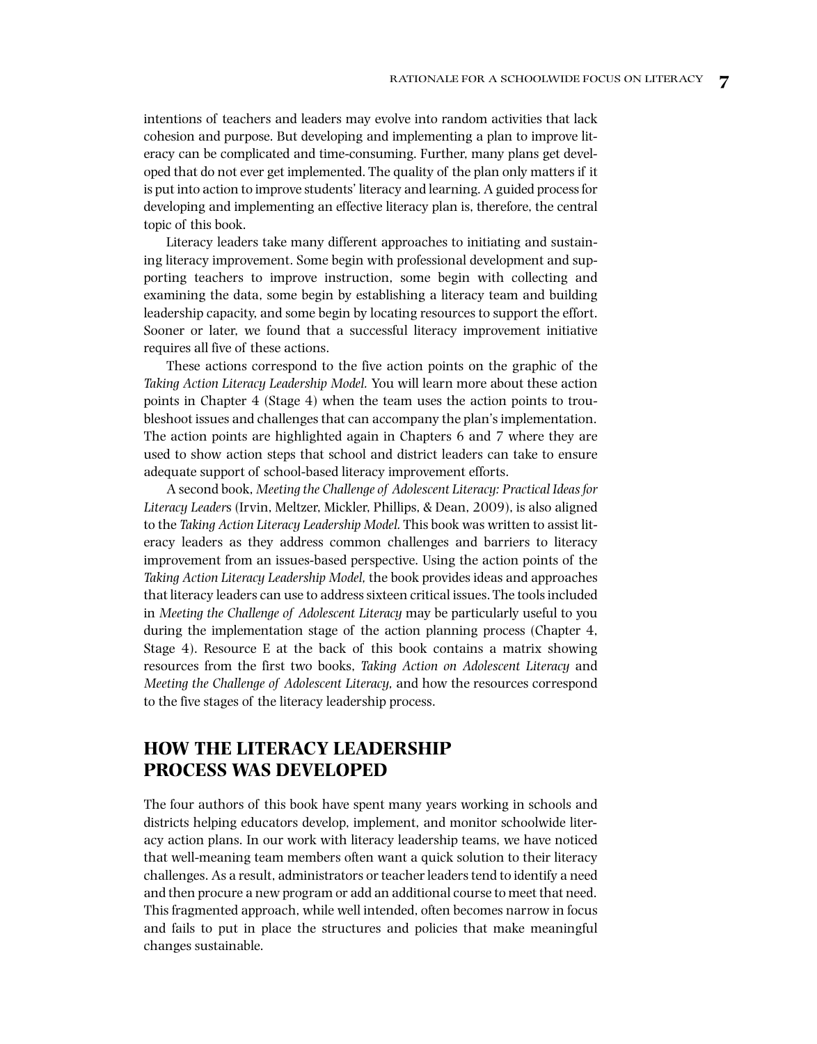intentions of teachers and leaders may evolve into random activities that lack cohesion and purpose. But developing and implementing a plan to improve literacy can be complicated and time-consuming. Further, many plans get developed that do not ever get implemented. The quality of the plan only matters if it is put into action to improve students' literacy and learning. A guided process for developing and implementing an effective literacy plan is, therefore, the central topic of this book.

Literacy leaders take many different approaches to initiating and sustaining literacy improvement. Some begin with professional development and supporting teachers to improve instruction, some begin with collecting and examining the data, some begin by establishing a literacy team and building leadership capacity, and some begin by locating resources to support the effort. Sooner or later, we found that a successful literacy improvement initiative requires all five of these actions.

These actions correspond to the five action points on the graphic of the *Taking Action Literacy Leadership Model.* You will learn more about these action points in Chapter 4 (Stage 4) when the team uses the action points to troubleshoot issues and challenges that can accompany the plan's implementation. The action points are highlighted again in Chapters 6 and 7 where they are used to show action steps that school and district leaders can take to ensure adequate support of school-based literacy improvement efforts.

A second book, *Meeting the Challenge of Adolescent Literacy: Practical Ideas for Literacy Leaders* (Irvin, Meltzer, Mickler, Phillips, & Dean, 2009), is also aligned to the *Taking Action Literacy Leadership Model.* This book was written to assist literacy leaders as they address common challenges and barriers to literacy improvement from an issues-based perspective. Using the action points of the *Taking Action Literacy Leadership Model,* the book provides ideas and approaches that literacy leaders can use to address sixteen critical issues. The tools included in *Meeting the Challenge of Adolescent Literacy* may be particularly useful to you during the implementation stage of the action planning process (Chapter 4, Stage 4). Resource E at the back of this book contains a matrix showing resources from the first two books, *Taking Action on Adolescent Literacy* and *Meeting the Challenge of Adolescent Literacy,* and how the resources correspond to the five stages of the literacy leadership process.

## HOW THE LITERACY LEADERSHIP PROCESS WAS DEVELOPED

The four authors of this book have spent many years working in schools and districts helping educators develop, implement, and monitor schoolwide literacy action plans. In our work with literacy leadership teams, we have noticed that well-meaning team members often want a quick solution to their literacy challenges. As a result, administrators or teacher leaders tend to identify a need and then procure a new program or add an additional course to meet that need. This fragmented approach, while well intended, often becomes narrow in focus and fails to put in place the structures and policies that make meaningful changes sustainable.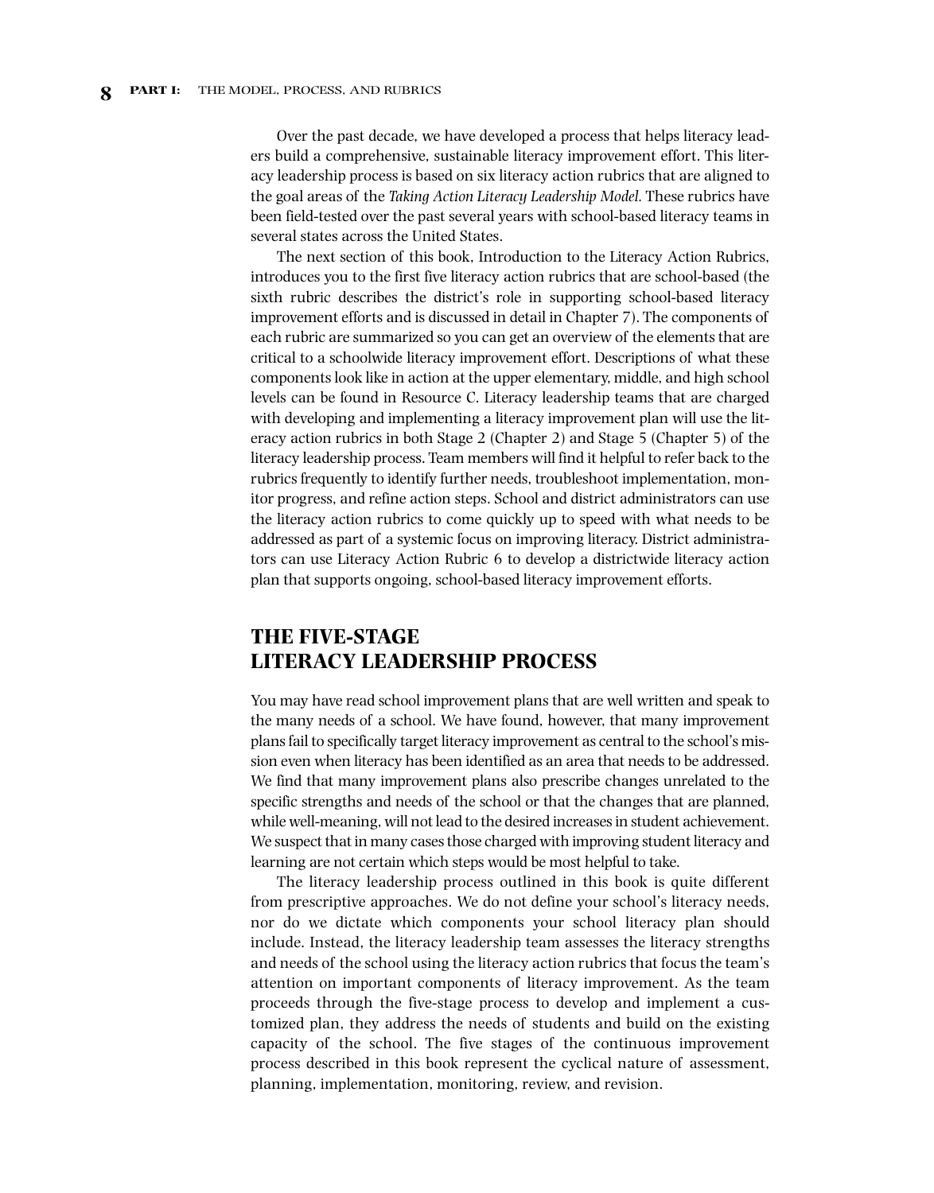Over the past decade, we have developed a process that helps literacy leaders build a comprehensive, sustainable literacy improvement effort. This literacy leadership process is based on six literacy action rubrics that are aligned to the goal areas of the *Taking Action Literacy Leadership Model.* These rubrics have been field-tested over the past several years with school-based literacy teams in several states across the United States.

The next section of this book, Introduction to the Literacy Action Rubrics, introduces you to the first five literacy action rubrics that are school-based (the sixth rubric describes the district's role in supporting school-based literacy improvement efforts and is discussed in detail in Chapter 7). The components of each rubric are summarized so you can get an overview of the elements that are critical to a schoolwide literacy improvement effort. Descriptions of what these components look like in action at the upper elementary, middle, and high school levels can be found in Resource C. Literacy leadership teams that are charged with developing and implementing a literacy improvement plan will use the literacy action rubrics in both Stage 2 (Chapter 2) and Stage 5 (Chapter 5) of the literacy leadership process. Team members will find it helpful to refer back to the rubrics frequently to identify further needs, troubleshoot implementation, monitor progress, and refine action steps. School and district administrators can use the literacy action rubrics to come quickly up to speed with what needs to be addressed as part of a systemic focus on improving literacy. District administrators can use Literacy Action Rubric 6 to develop a districtwide literacy action plan that supports ongoing, school-based literacy improvement efforts.

## THE FIVE-STAGE LITERACY LEADERSHIP PROCESS

You may have read school improvement plans that are well written and speak to the many needs of a school. We have found, however, that many improvement plans fail to specifically target literacy improvement as central to the school's mission even when literacy has been identified as an area that needs to be addressed. We find that many improvement plans also prescribe changes unrelated to the specific strengths and needs of the school or that the changes that are planned, while well-meaning, will not lead to the desired increases in student achievement. We suspect that in many cases those charged with improving student literacy and learning are not certain which steps would be most helpful to take.

The literacy leadership process outlined in this book is quite different from prescriptive approaches. We do not define your school's literacy needs, nor do we dictate which components your school literacy plan should include. Instead, the literacy leadership team assesses the literacy strengths and needs of the school using the literacy action rubrics that focus the team's attention on important components of literacy improvement. As the team proceeds through the five-stage process to develop and implement a customized plan, they address the needs of students and build on the existing capacity of the school. The five stages of the continuous improvement process described in this book represent the cyclical nature of assessment, planning, implementation, monitoring, review, and revision.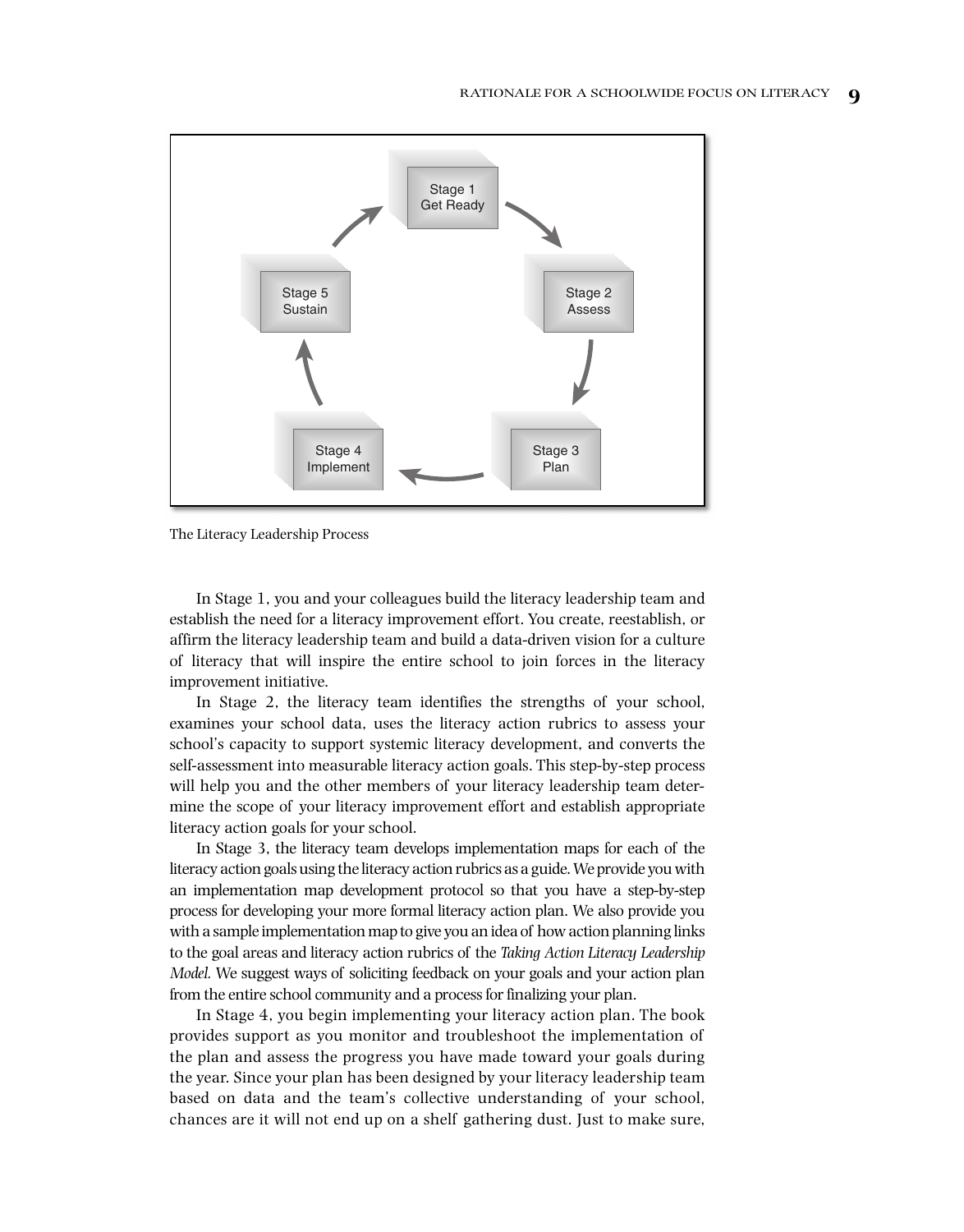Stage 1
Get Ready

Stage 2
Assess

Stage 3
Plan

Stage 4
Implement

Stage 5
Sustain

The Literacy Leadership Process

In Stage 1, you and your colleagues build the literacy leadership team and establish the need for a literacy improvement effort. You create, reestablish, or affirm the literacy leadership team and build a data-driven vision for a culture of literacy that will inspire the entire school to join forces in the literacy improvement initiative.

In Stage 2, the literacy team identifies the strengths of your school, examines your school data, uses the literacy action rubrics to assess your school's capacity to support systemic literacy development, and converts the self-assessment into measurable literacy action goals. This step-by-step process will help you and the other members of your literacy leadership team determine the scope of your literacy improvement effort and establish appropriate literacy action goals for your school.

In Stage 3, the literacy team develops implementation maps for each of the literacy action goals using the literacy action rubrics as a guide. We provide you with an implementation map development protocol so that you have a step-by-step process for developing your more formal literacy action plan. We also provide you with a sample implementation map to give you an idea of how action planning links to the goal areas and literacy action rubrics of the *Taking Action Literacy Leadership Model.* We suggest ways of soliciting feedback on your goals and your action plan from the entire school community and a process for finalizing your plan.

In Stage 4, you begin implementing your literacy action plan. The book provides support as you monitor and troubleshoot the implementation of the plan and assess the progress you have made toward your goals during the year. Since your plan has been designed by your literacy leadership team based on data and the team's collective understanding of your school, chances are it will not end up on a shelf gathering dust. Just to make sure,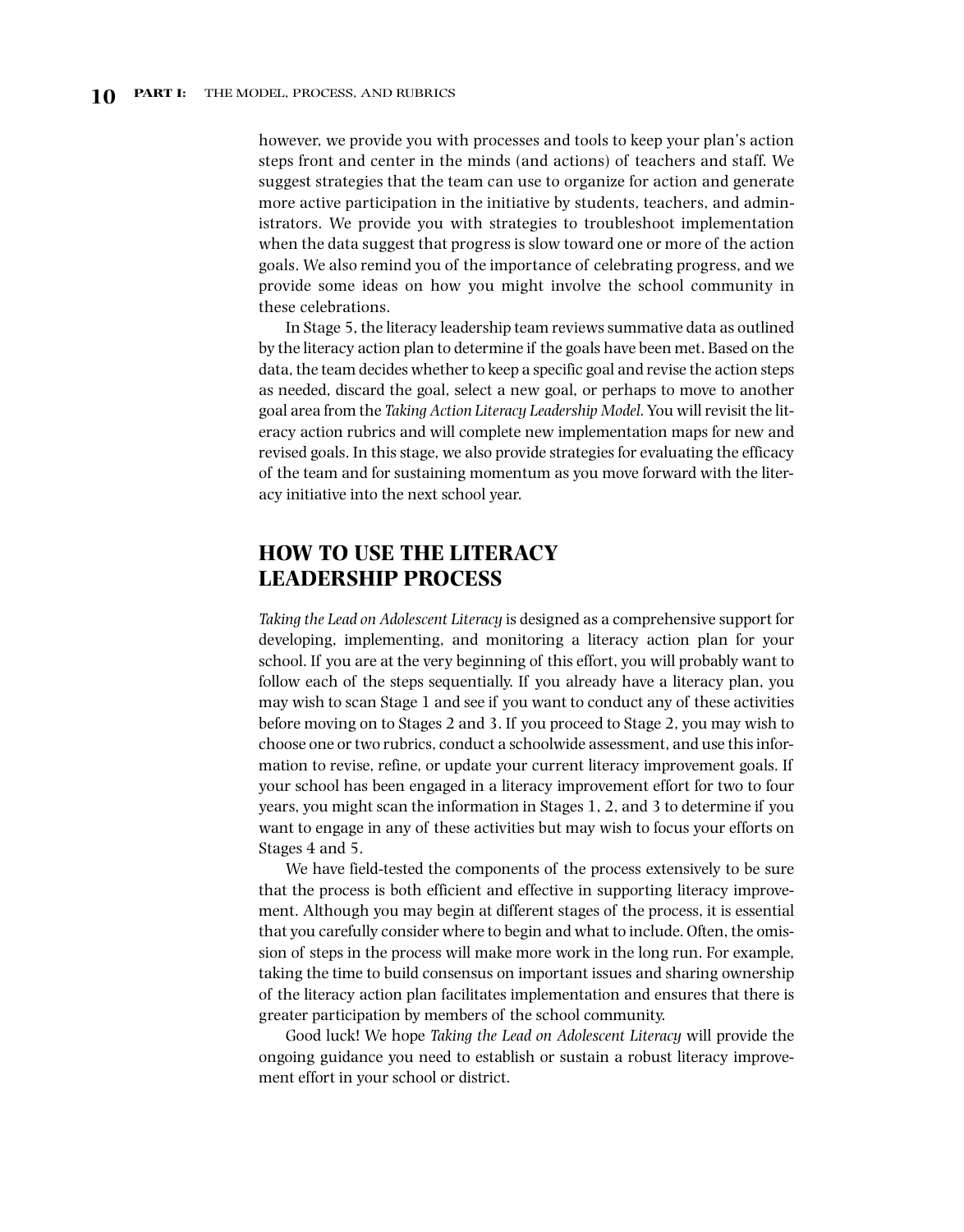however, we provide you with processes and tools to keep your plan's action steps front and center in the minds (and actions) of teachers and staff. We suggest strategies that the team can use to organize for action and generate more active participation in the initiative by students, teachers, and administrators. We provide you with strategies to troubleshoot implementation when the data suggest that progress is slow toward one or more of the action goals. We also remind you of the importance of celebrating progress, and we provide some ideas on how you might involve the school community in these celebrations.

In Stage 5, the literacy leadership team reviews summative data as outlined by the literacy action plan to determine if the goals have been met. Based on the data, the team decides whether to keep a specific goal and revise the action steps as needed, discard the goal, select a new goal, or perhaps to move to another goal area from the *Taking Action Literacy Leadership Model.* You will revisit the literacy action rubrics and will complete new implementation maps for new and revised goals. In this stage, we also provide strategies for evaluating the efficacy of the team and for sustaining momentum as you move forward with the literacy initiative into the next school year.

## HOW TO USE THE LITERACY LEADERSHIP PROCESS

*Taking the Lead on Adolescent Literacy* is designed as a comprehensive support for developing, implementing, and monitoring a literacy action plan for your school. If you are at the very beginning of this effort, you will probably want to follow each of the steps sequentially. If you already have a literacy plan, you may wish to scan Stage 1 and see if you want to conduct any of these activities before moving on to Stages 2 and 3. If you proceed to Stage 2, you may wish to choose one or two rubrics, conduct a schoolwide assessment, and use this information to revise, refine, or update your current literacy improvement goals. If your school has been engaged in a literacy improvement effort for two to four years, you might scan the information in Stages 1, 2, and 3 to determine if you want to engage in any of these activities but may wish to focus your efforts on Stages 4 and 5.

We have field-tested the components of the process extensively to be sure that the process is both efficient and effective in supporting literacy improvement. Although you may begin at different stages of the process, it is essential that you carefully consider where to begin and what to include. Often, the omission of steps in the process will make more work in the long run. For example, taking the time to build consensus on important issues and sharing ownership of the literacy action plan facilitates implementation and ensures that there is greater participation by members of the school community.

Good luck! We hope *Taking the Lead on Adolescent Literacy* will provide the ongoing guidance you need to establish or sustain a robust literacy improvement effort in your school or district.